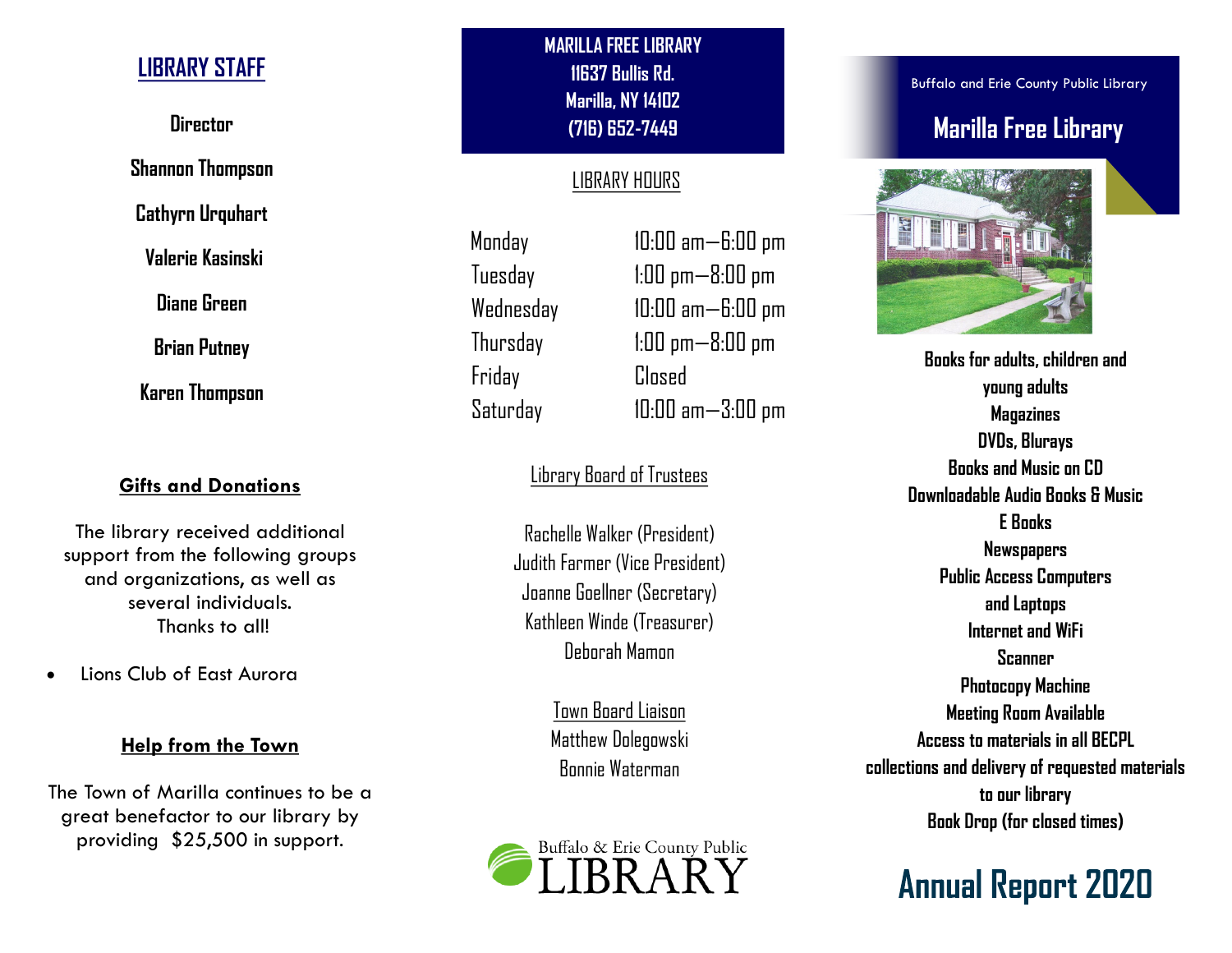## LIBRARY STAFF

**Director**

**Shannon Thompson**

**Cathyrn Urquhart**

**Valerie Kasinski**

**Diane Green**

**Brian Putney**

**Karen Thompson**

### Gifts and Donations

The library received additional support from the following groups and organizations, as well as several individuals. Thanks to all!

- Lions Club of East Aurora

### Help from the Town

The Town of Marilla continues to be a great benefactor to our library by providing $25,500 in support.

**MARILLA FREE LIBRARY**
**11637 Bullis Rd.**
**Marilla, NY 14102**
**(716) 652-7449**

### LIBRARY HOURS

| | |
|---|---|
| Monday | 10:00 am—6:00 pm |
| Tuesday | 1:00 pm—8:00 pm |
| Wednesday | 10:00 am—6:00 pm |
| Thursday | 1:00 pm—8:00 pm |
| Friday | Closed |
| Saturday | 10:00 am—3:00 pm |

### Library Board of Trustees

Rachelle Walker (President)
Judith Farmer (Vice President)
Joanne Goellner (Secretary)
Kathleen Winde (Treasurer)
Deborah Mamon

### Town Board Liaison

Matthew Dolegowski
Bonnie Waterman

Buffalo & Erie County Public LIBRARY

Buffalo and Erie County Public Library

# Marilla Free Library

**Books for adults, children and young adults**
**Magazines**
**DVDs, Blurays**
**Books and Music on CD**
**Downloadable Audio Books & Music**
**E Books**
**Newspapers**
**Public Access Computers and Laptops**
**Internet and WiFi**
**Scanner**
**Photocopy Machine**
**Meeting Room Available**
**Access to materials in all BECPL collections and delivery of requested materials to our library**
**Book Drop (for closed times)**

# Annual Report 2020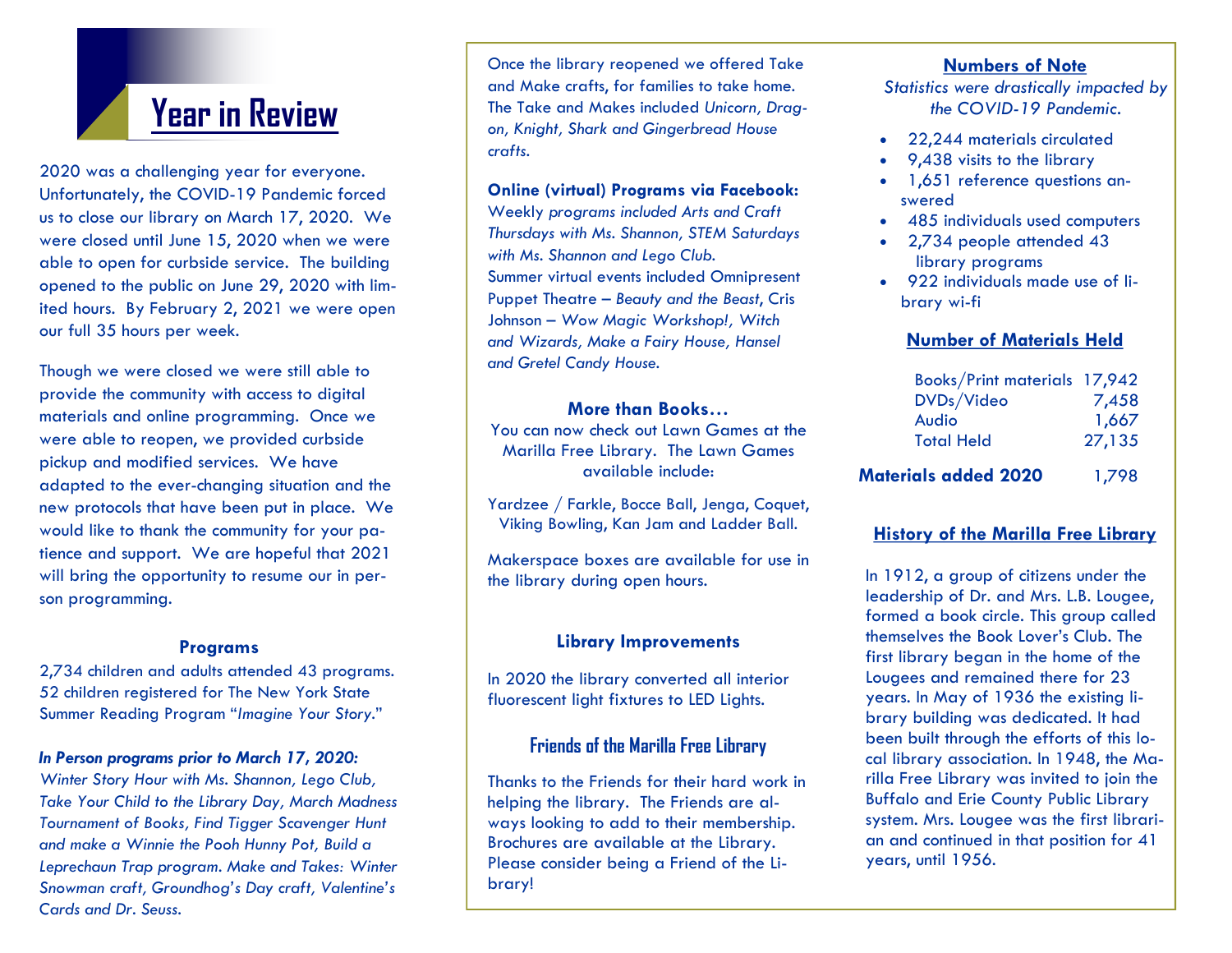# Year in Review

2020 was a challenging year for everyone. Unfortunately, the COVID-19 Pandemic forced us to close our library on March 17, 2020. We were closed until June 15, 2020 when we were able to open for curbside service. The building opened to the public on June 29, 2020 with limited hours. By February 2, 2021 we were open our full 35 hours per week.

Though we were closed we were still able to provide the community with access to digital materials and online programming. Once we were able to reopen, we provided curbside pickup and modified services. We have adapted to the ever-changing situation and the new protocols that have been put in place. We would like to thank the community for your patience and support. We are hopeful that 2021 will bring the opportunity to resume our in person programming.

### Programs

2,734 children and adults attended 43 programs. 52 children registered for The New York State Summer Reading Program "*Imagine Your Story*."

***In Person programs prior to March 17, 2020:***
*Winter Story Hour with Ms. Shannon, Lego Club, Take Your Child to the Library Day, March Madness Tournament of Books, Find Tigger Scavenger Hunt and make a Winnie the Pooh Hunny Pot, Build a Leprechaun Trap program. Make and Takes: Winter Snowman craft, Groundhog's Day craft, Valentine's Cards and Dr. Seuss.*

Once the library reopened we offered Take and Make crafts, for families to take home. The Take and Makes included *Unicorn, Dragon, Knight, Shark and Gingerbread House crafts.*

**Online (virtual) Programs via Facebook:**
Weekly *programs included Arts and Craft Thursdays with Ms. Shannon, STEM Saturdays with Ms. Shannon and Lego Club.*
Summer virtual events included Omnipresent Puppet Theatre – *Beauty and the Beast*, Cris Johnson – *Wow Magic Workshop!, Witch and Wizards, Make a Fairy House, Hansel and Gretel Candy House.*

### More than Books…

You can now check out Lawn Games at the Marilla Free Library. The Lawn Games available include:

Yardzee / Farkle, Bocce Ball, Jenga, Coquet, Viking Bowling, Kan Jam and Ladder Ball.

Makerspace boxes are available for use in the library during open hours.

### Library Improvements

In 2020 the library converted all interior fluorescent light fixtures to LED Lights.

### Friends of the Marilla Free Library

Thanks to the Friends for their hard work in helping the library. The Friends are always looking to add to their membership. Brochures are available at the Library. Please consider being a Friend of the Library!

### Numbers of Note

*Statistics were drastically impacted by the COVID-19 Pandemic.*

- 22,244 materials circulated
- 9,438 visits to the library
- 1,651 reference questions answered
- 485 individuals used computers
- 2,734 people attended 43 library programs
- 922 individuals made use of library wi-fi

### Number of Materials Held

| | |
|---|---|
| Books/Print materials | 17,942 |
| DVDs/Video | 7,458 |
| Audio | 1,667 |
| Total Held | 27,135 |
| **Materials added 2020** | 1,798 |

### History of the Marilla Free Library

In 1912, a group of citizens under the leadership of Dr. and Mrs. L.B. Lougee, formed a book circle. This group called themselves the Book Lover's Club. The first library began in the home of the Lougees and remained there for 23 years. In May of 1936 the existing library building was dedicated. It had been built through the efforts of this local library association. In 1948, the Marilla Free Library was invited to join the Buffalo and Erie County Public Library system. Mrs. Lougee was the first librarian and continued in that position for 41 years, until 1956.